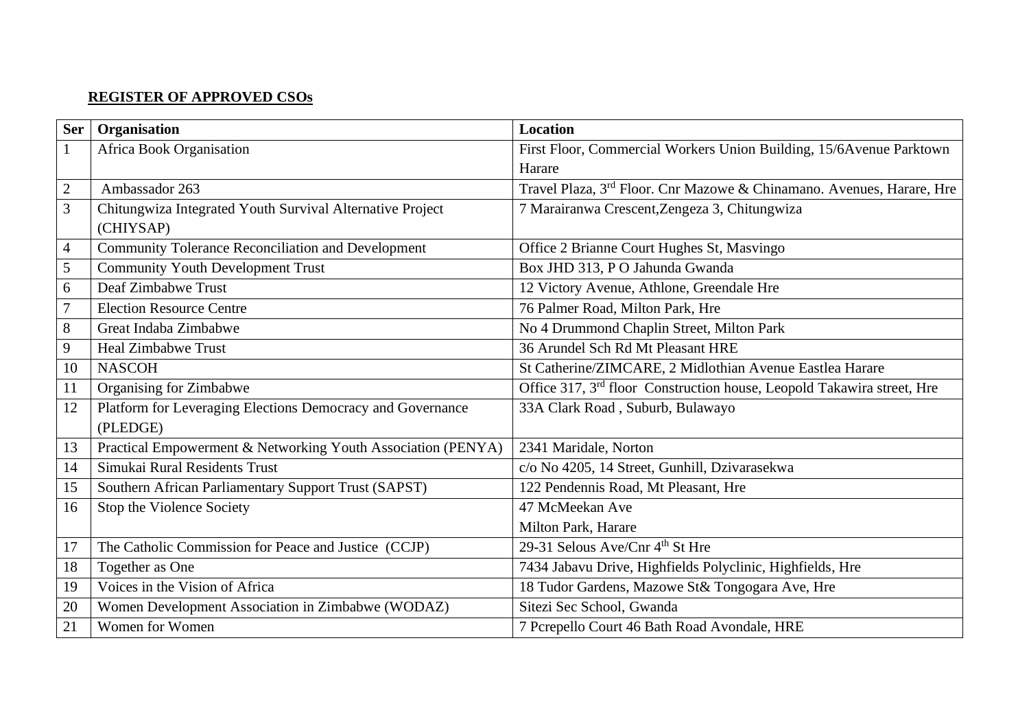**REGISTER OF APPROVED CSOs**

| Ser | Organisation | Location |
|---|---|---|
| 1 | Africa Book Organisation | First Floor, Commercial Workers Union Building, 15/6Avenue Parktown Harare |
| 2 | Ambassador 263 | Travel Plaza, 3rd Floor. Cnr Mazowe & Chinamano. Avenues, Harare, Hre |
| 3 | Chitungwiza Integrated Youth Survival Alternative Project (CHIYSAP) | 7 Marairanwa Crescent,Zengeza 3, Chitungwiza |
| 4 | Community Tolerance Reconciliation and Development | Office 2 Brianne Court Hughes St, Masvingo |
| 5 | Community Youth Development Trust | Box JHD 313, P O Jahunda Gwanda |
| 6 | Deaf Zimbabwe Trust | 12 Victory Avenue, Athlone, Greendale Hre |
| 7 | Election Resource Centre | 76 Palmer Road, Milton Park, Hre |
| 8 | Great Indaba Zimbabwe | No 4 Drummond Chaplin Street, Milton Park |
| 9 | Heal Zimbabwe Trust | 36 Arundel Sch Rd Mt Pleasant HRE |
| 10 | NASCOH | St Catherine/ZIMCARE, 2 Midlothian Avenue Eastlea Harare |
| 11 | Organising for Zimbabwe | Office 317, 3rd floor Construction house, Leopold Takawira street, Hre |
| 12 | Platform for Leveraging Elections Democracy and Governance (PLEDGE) | 33A Clark Road , Suburb, Bulawayo |
| 13 | Practical Empowerment & Networking Youth Association (PENYA) | 2341 Maridale, Norton |
| 14 | Simukai Rural Residents Trust | c/o No 4205, 14 Street, Gunhill, Dzivarasekwa |
| 15 | Southern African Parliamentary Support Trust (SAPST) | 122 Pendennis Road, Mt Pleasant, Hre |
| 16 | Stop the Violence Society | 47 McMeekan Ave Milton Park, Harare |
| 17 | The Catholic Commission for Peace and Justice (CCJP) | 29-31 Selous Ave/Cnr 4th St Hre |
| 18 | Together as One | 7434 Jabavu Drive, Highfields Polyclinic, Highfields, Hre |
| 19 | Voices in the Vision of Africa | 18 Tudor Gardens, Mazowe St& Tongogara Ave, Hre |
| 20 | Women Development Association in Zimbabwe (WODAZ) | Sitezi Sec School, Gwanda |
| 21 | Women for Women | 7 Pcrepello Court 46 Bath Road Avondale, HRE |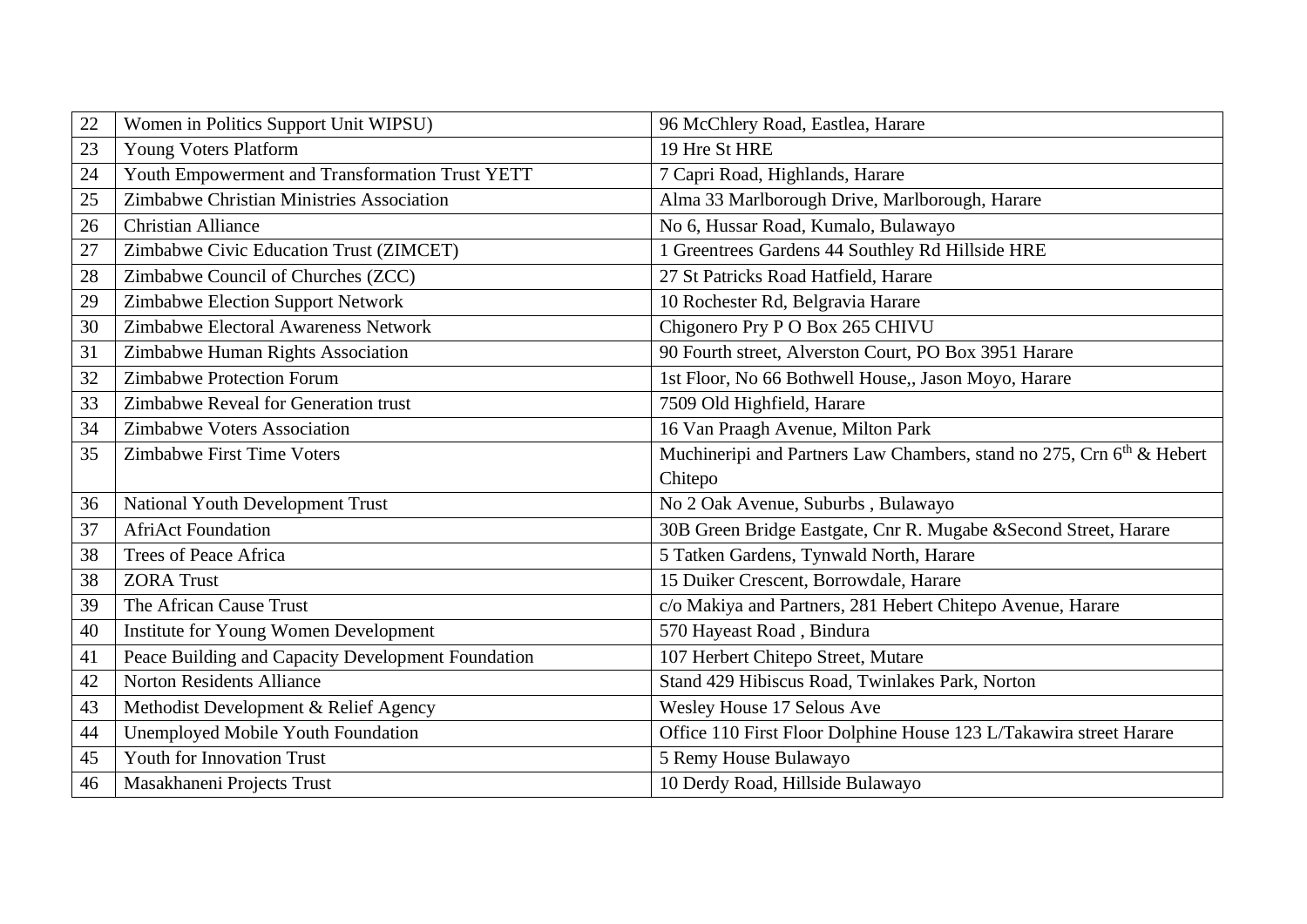| 22 | Women in Politics Support Unit WIPSU) | 96 McChlery Road, Eastlea, Harare |
|---|---|---|
| 23 | Young Voters Platform | 19 Hre St HRE |
| 24 | Youth Empowerment and Transformation Trust YETT | 7 Capri Road, Highlands, Harare |
| 25 | Zimbabwe Christian Ministries Association | Alma 33 Marlborough Drive, Marlborough, Harare |
| 26 | Christian Alliance | No 6, Hussar Road, Kumalo, Bulawayo |
| 27 | Zimbabwe Civic Education Trust (ZIMCET) | 1 Greentrees Gardens 44 Southley Rd Hillside HRE |
| 28 | Zimbabwe Council of Churches (ZCC) | 27 St Patricks Road Hatfield, Harare |
| 29 | Zimbabwe Election Support Network | 10 Rochester Rd, Belgravia Harare |
| 30 | Zimbabwe Electoral Awareness Network | Chigonero Pry P O Box 265 CHIVU |
| 31 | Zimbabwe Human Rights Association | 90 Fourth street, Alverston Court, PO Box 3951 Harare |
| 32 | Zimbabwe Protection Forum | 1st Floor, No 66 Bothwell House,, Jason Moyo, Harare |
| 33 | Zimbabwe Reveal for Generation trust | 7509 Old Highfield, Harare |
| 34 | Zimbabwe Voters Association | 16 Van Praagh Avenue, Milton Park |
| 35 | Zimbabwe First Time Voters | Muchineripi and Partners Law Chambers, stand no 275, Crn 6th & Hebert Chitepo |
| 36 | National Youth Development Trust | No 2 Oak Avenue, Suburbs , Bulawayo |
| 37 | AfriAct Foundation | 30B Green Bridge Eastgate, Cnr R. Mugabe &Second Street, Harare |
| 38 | Trees of Peace Africa | 5 Tatken Gardens, Tynwald North, Harare |
| 38 | ZORA Trust | 15 Duiker Crescent, Borrowdale, Harare |
| 39 | The African Cause Trust | c/o Makiya and Partners, 281 Hebert Chitepo Avenue, Harare |
| 40 | Institute for Young Women Development | 570 Hayeast Road , Bindura |
| 41 | Peace Building and Capacity Development Foundation | 107 Herbert Chitepo Street, Mutare |
| 42 | Norton Residents Alliance | Stand 429 Hibiscus Road, Twinlakes Park, Norton |
| 43 | Methodist Development & Relief Agency | Wesley House 17 Selous Ave |
| 44 | Unemployed Mobile Youth Foundation | Office 110 First Floor Dolphine House 123 L/Takawira street Harare |
| 45 | Youth for Innovation Trust | 5 Remy House Bulawayo |
| 46 | Masakhaneni Projects Trust | 10 Derdy Road, Hillside Bulawayo |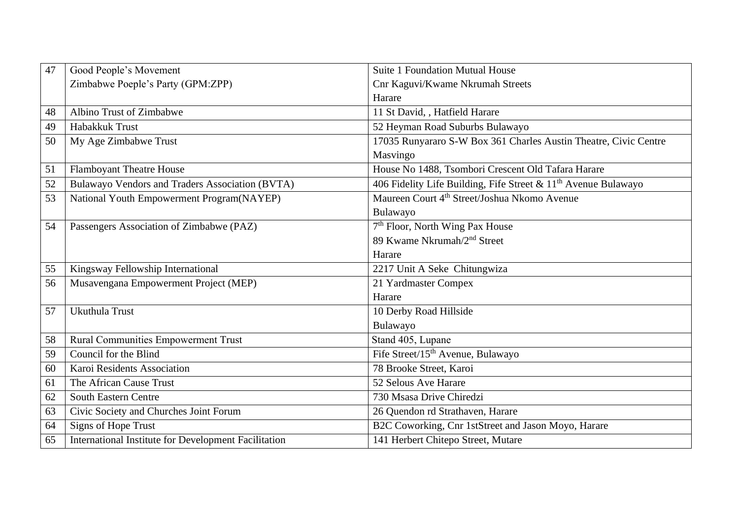| 47 | Good People's Movement Zimbabwe Poeple's Party (GPM:ZPP) | Suite 1 Foundation Mutual House Cnr Kaguvi/Kwame Nkrumah Streets Harare |
|---|---|---|
| 48 | Albino Trust of Zimbabwe | 11 St David, , Hatfield Harare |
| 49 | Habakkuk Trust | 52 Heyman Road Suburbs Bulawayo |
| 50 | My Age Zimbabwe Trust | 17035 Runyararo S-W Box 361 Charles Austin Theatre, Civic Centre Masvingo |
| 51 | Flamboyant Theatre House | House No 1488, Tsombori Crescent Old Tafara Harare |
| 52 | Bulawayo Vendors and Traders Association (BVTA) | 406 Fidelity Life Building, Fife Street & 11th Avenue Bulawayo |
| 53 | National Youth Empowerment Program(NAYEP) | Maureen Court 4th Street/Joshua Nkomo Avenue Bulawayo |
| 54 | Passengers Association of Zimbabwe (PAZ) | 7th Floor, North Wing Pax House 89 Kwame Nkrumah/2nd Street Harare |
| 55 | Kingsway Fellowship International | 2217 Unit A Seke Chitungwiza |
| 56 | Musavengana Empowerment Project (MEP) | 21 Yardmaster Compex Harare |
| 57 | Ukuthula Trust | 10 Derby Road Hillside Bulawayo |
| 58 | Rural Communities Empowerment Trust | Stand 405, Lupane |
| 59 | Council for the Blind | Fife Street/15th Avenue, Bulawayo |
| 60 | Karoi Residents Association | 78 Brooke Street, Karoi |
| 61 | The African Cause Trust | 52 Selous Ave Harare |
| 62 | South Eastern Centre | 730 Msasa Drive Chiredzi |
| 63 | Civic Society and Churches Joint Forum | 26 Quendon rd Strathaven, Harare |
| 64 | Signs of Hope Trust | B2C Coworking, Cnr 1stStreet and Jason Moyo, Harare |
| 65 | International Institute for Development Facilitation | 141 Herbert Chitepo Street, Mutare |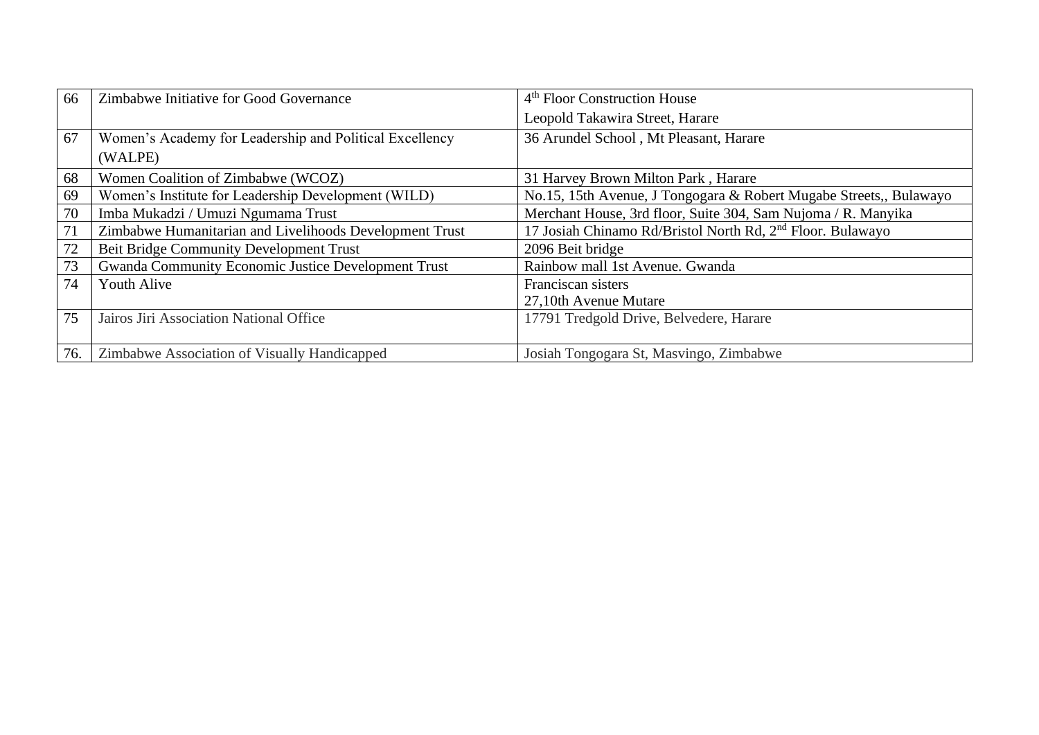| | | |
|---|---|---|
| 66 | Zimbabwe Initiative for Good Governance | 4th Floor Construction House<br>Leopold Takawira Street, Harare |
| 67 | Women's Academy for Leadership and Political Excellency (WALPE) | 36 Arundel School , Mt Pleasant, Harare |
| 68 | Women Coalition of Zimbabwe (WCOZ) | 31 Harvey Brown Milton Park , Harare |
| 69 | Women's Institute for Leadership Development (WILD) | No.15, 15th Avenue, J Tongogara & Robert Mugabe Streets,, Bulawayo |
| 70 | Imba Mukadzi / Umuzi Ngumama Trust | Merchant House, 3rd floor, Suite 304, Sam Nujoma / R. Manyika |
| 71 | Zimbabwe Humanitarian and Livelihoods Development Trust | 17 Josiah Chinamo Rd/Bristol North Rd, 2nd Floor. Bulawayo |
| 72 | Beit Bridge Community Development Trust | 2096 Beit bridge |
| 73 | Gwanda Community Economic Justice Development Trust | Rainbow mall 1st Avenue. Gwanda |
| 74 | Youth Alive | Franciscan sisters<br>27,10th Avenue Mutare |
| 75 | Jairos Jiri Association National Office | 17791 Tredgold Drive, Belvedere, Harare |
| 76. | Zimbabwe Association of Visually Handicapped | Josiah Tongogara St, Masvingo, Zimbabwe |